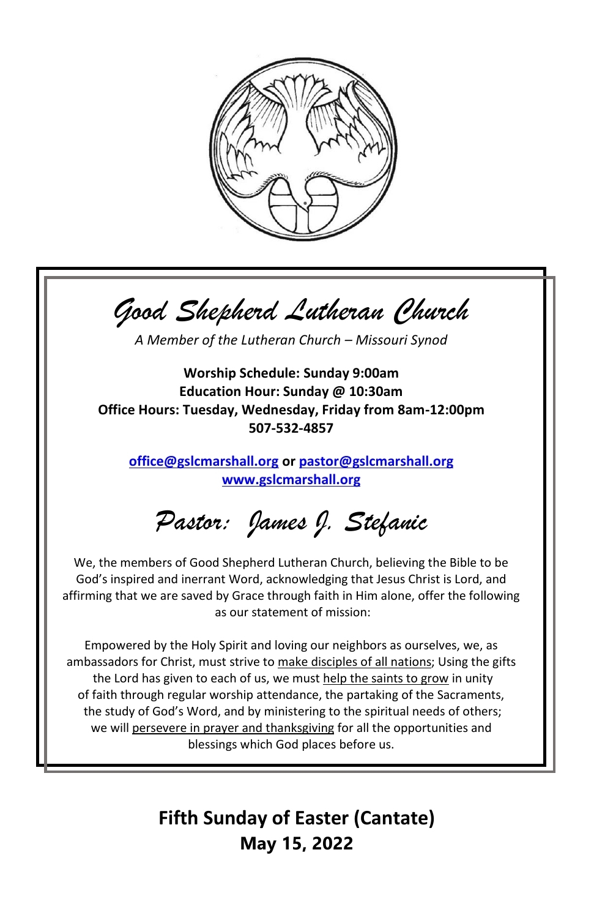# Good Shepherd Lutheran Church

*A Member of the Lutheran Church – Missouri Synod*

**Worship Schedule: Sunday 9:00am**
**Education Hour: Sunday @ 10:30am**
**Office Hours: Tuesday, Wednesday, Friday from 8am-12:00pm**
**507-532-4857**

**office@gslcmarshall.org or pastor@gslcmarshall.org**
**www.gslcmarshall.org**

## Pastor: James J. Stefanic

We, the members of Good Shepherd Lutheran Church, believing the Bible to be God's inspired and inerrant Word, acknowledging that Jesus Christ is Lord, and affirming that we are saved by Grace through faith in Him alone, offer the following as our statement of mission:

Empowered by the Holy Spirit and loving our neighbors as ourselves, we, as ambassadors for Christ, must strive to make disciples of all nations; Using the gifts the Lord has given to each of us, we must help the saints to grow in unity of faith through regular worship attendance, the partaking of the Sacraments, the study of God's Word, and by ministering to the spiritual needs of others; we will persevere in prayer and thanksgiving for all the opportunities and blessings which God places before us.

## Fifth Sunday of Easter (Cantate)
## May 15, 2022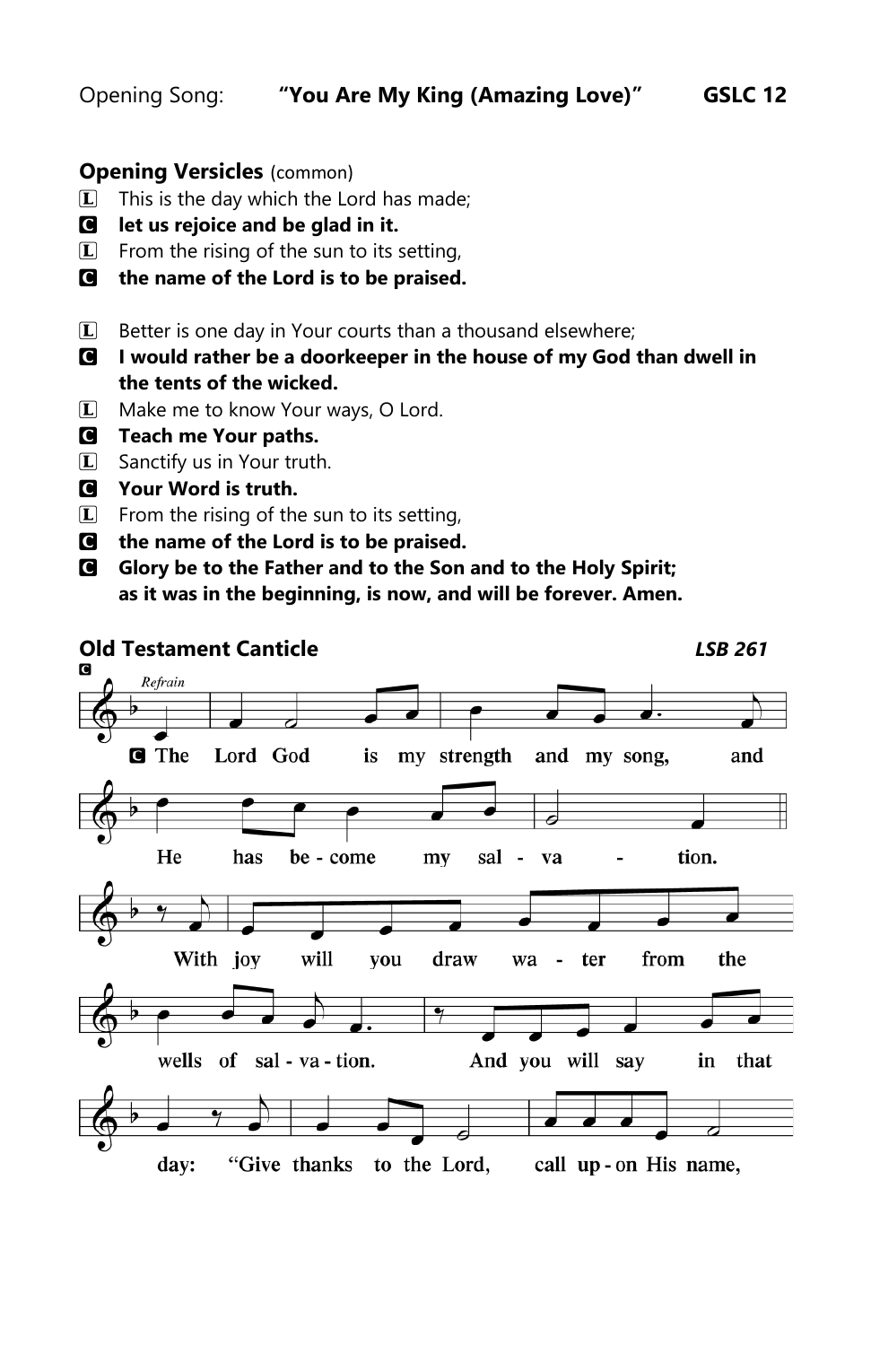Opening Song: **"You Are My King (Amazing Love)"** **GSLC 12**

**Opening Versicles** (common)

L This is the day which the Lord has made;

**C let us rejoice and be glad in it.**

L From the rising of the sun to its setting,

**C the name of the Lord is to be praised.**

L Better is one day in Your courts than a thousand elsewhere;

**C I would rather be a doorkeeper in the house of my God than dwell in the tents of the wicked.**

L Make me to know Your ways, O Lord.

**C Teach me Your paths.**

L Sanctify us in Your truth.

**C Your Word is truth.**

L From the rising of the sun to its setting,

**C the name of the Lord is to be praised.**

**C Glory be to the Father and to the Son and to the Holy Spirit;**
**as it was in the beginning, is now, and will be forever. Amen.**

**Old Testament Canticle** ***LSB 261***

C

*Refrain*

**C The Lord God is my strength and my song, and He has be - come my sal - va - tion.**

**With joy will you draw wa - ter from the wells of sal - va - tion. And you will say in that day: "Give thanks to the Lord, call up - on His name,**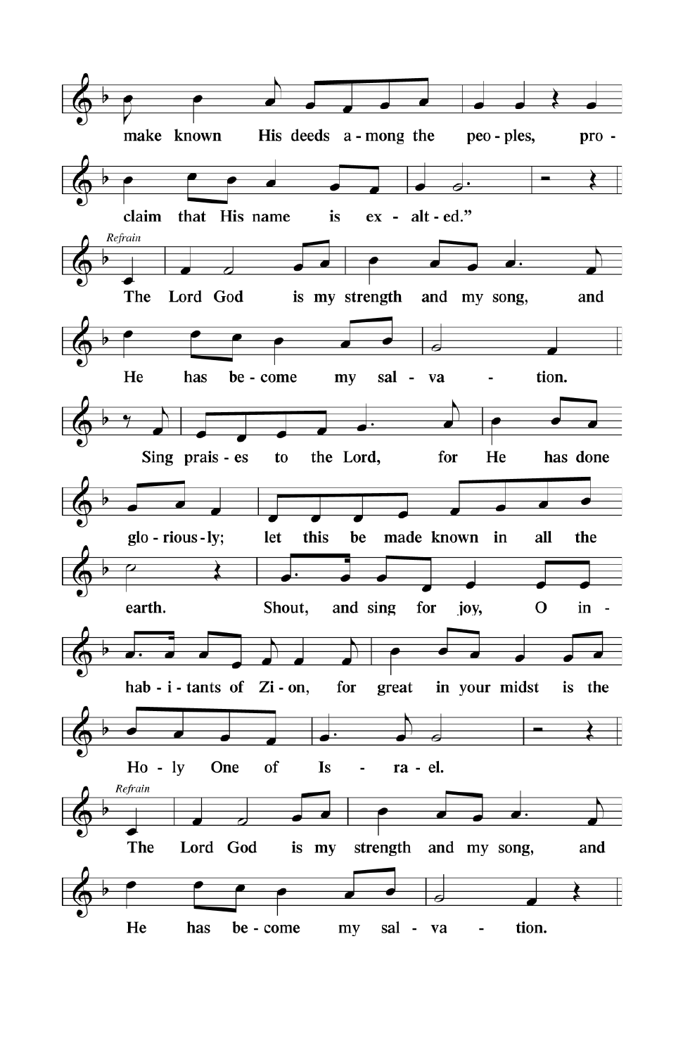make known His deeds among the peoples, proclaim that His name is exalted."

*Refrain*

The Lord God is my strength and my song, and He has become my salvation.

Sing praises to the Lord, for He has done gloriously; let this be made known in all the earth. Shout, and sing for joy, O inhabitants of Zion, for great in your midst is the Holy One of Israel.

*Refrain*

The Lord God is my strength and my song, and He has become my salvation.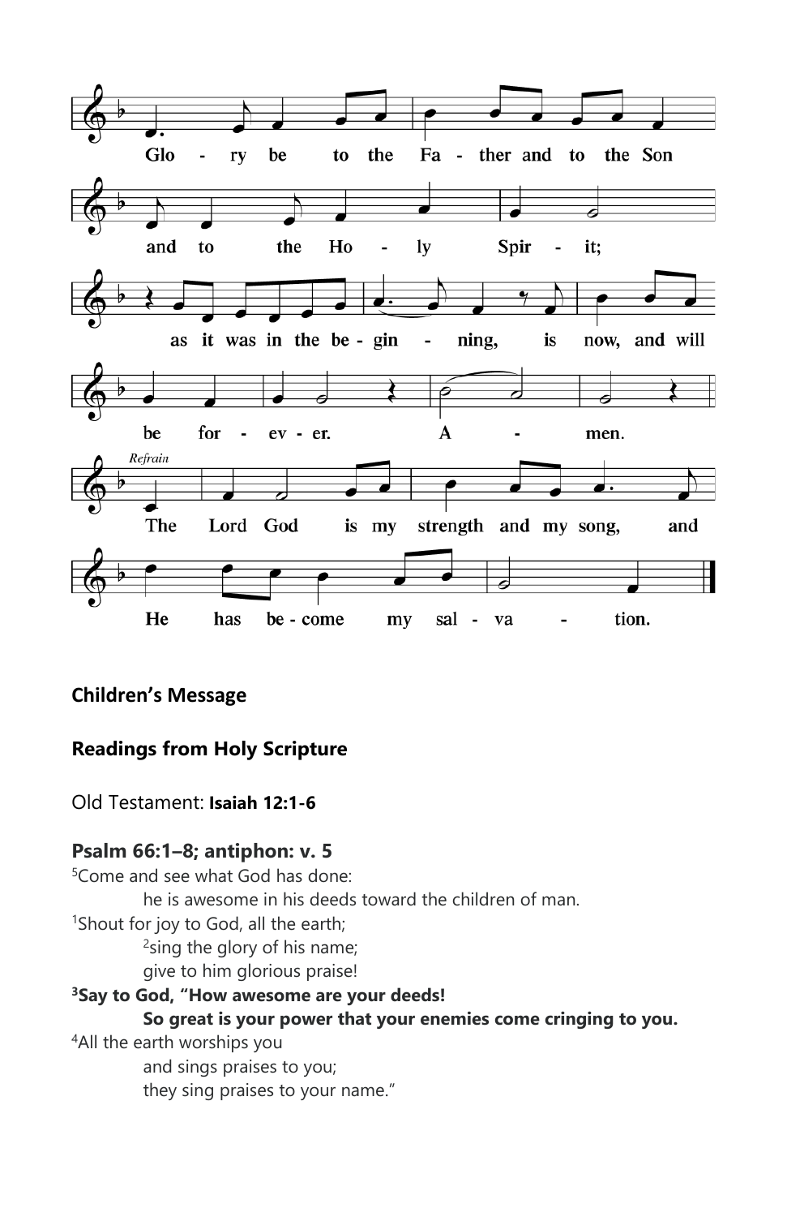Glo - ry be to the Fa - ther and to the Son and to the Ho - ly Spir - it; as it was in the be - gin - ning, is now, and will be for - ev - er. A - men.

*Refrain*

The Lord God is my strength and my song, and He has be - come my sal - va - tion.

**Children's Message**

**Readings from Holy Scripture**

Old Testament: **Isaiah 12:1-6**

**Psalm 66:1–8; antiphon: v. 5**

[5]Come and see what God has done:
 he is awesome in his deeds toward the children of man.
[1]Shout for joy to God, all the earth;
 [2]sing the glory of his name;
 give to him glorious praise!
**[3]Say to God, "How awesome are your deeds!**
 **So great is your power that your enemies come cringing to you.**
[4]All the earth worships you
 and sings praises to you;
 they sing praises to your name."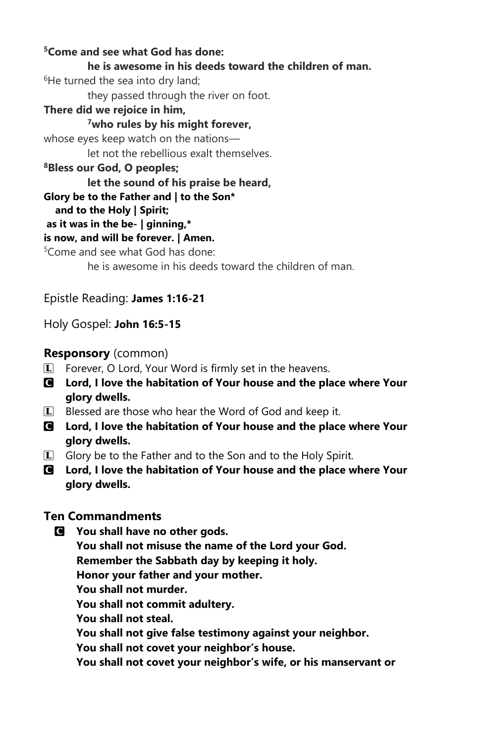**[5]Come and see what God has done:**
**he is awesome in his deeds toward the children of man.**
[6]He turned the sea into dry land;
they passed through the river on foot.
**There did we rejoice in him,**
**[7]who rules by his might forever,**
whose eyes keep watch on the nations—
let not the rebellious exalt themselves.
**[8]Bless our God, O peoples;**
**let the sound of his praise be heard,**
**Glory be to the Father and | to the Son***
**and to the Holy | Spirit;**
**as it was in the be- | ginning,***
**is now, and will be forever. | Amen.**
[5]Come and see what God has done:
he is awesome in his deeds toward the children of man.

Epistle Reading: **James 1:16-21**

Holy Gospel: **John 16:5-15**

### **Responsory** (common)

L Forever, O Lord, Your Word is firmly set in the heavens.

**C Lord, I love the habitation of Your house and the place where Your glory dwells.**

L Blessed are those who hear the Word of God and keep it.

**C Lord, I love the habitation of Your house and the place where Your glory dwells.**

L Glory be to the Father and to the Son and to the Holy Spirit.

**C Lord, I love the habitation of Your house and the place where Your glory dwells.**

### Ten Commandments

**C You shall have no other gods.**
**You shall not misuse the name of the Lord your God.**
**Remember the Sabbath day by keeping it holy.**
**Honor your father and your mother.**
**You shall not murder.**
**You shall not commit adultery.**
**You shall not steal.**
**You shall not give false testimony against your neighbor.**
**You shall not covet your neighbor's house.**
**You shall not covet your neighbor's wife, or his manservant or**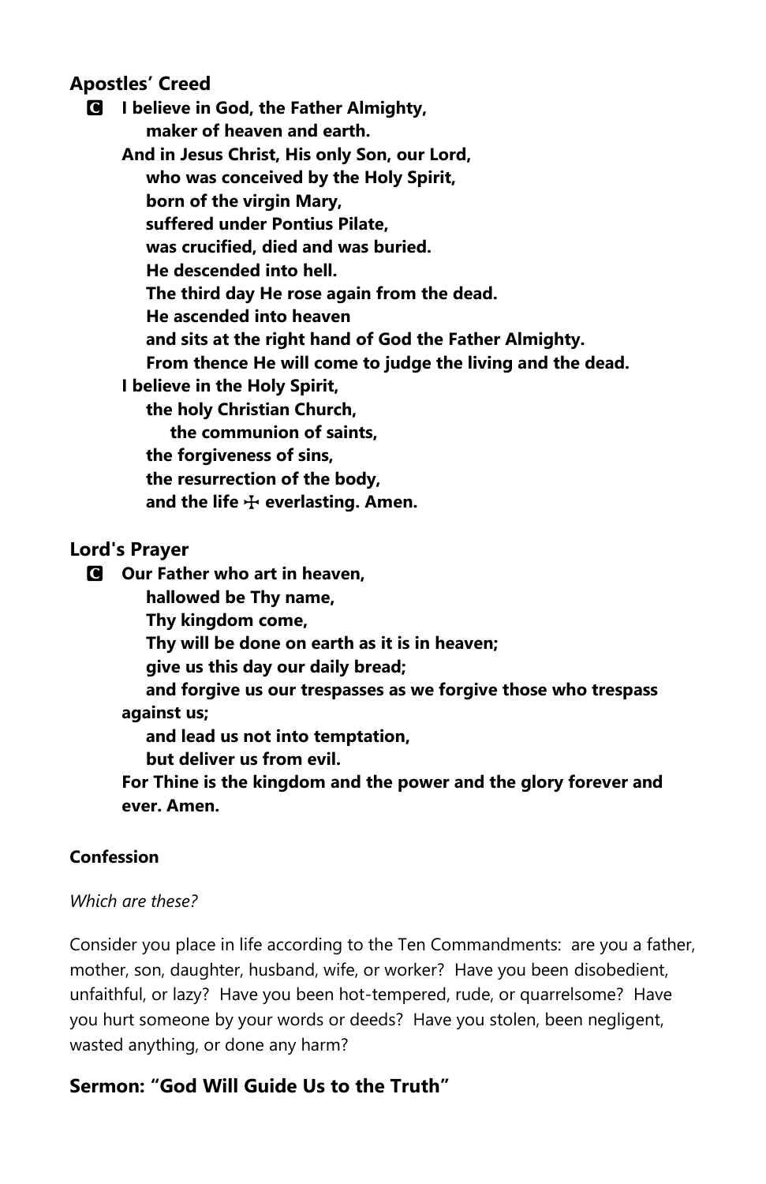## Apostles' Creed

**C** **I believe in God, the Father Almighty,**
**maker of heaven and earth.**
**And in Jesus Christ, His only Son, our Lord,**
**who was conceived by the Holy Spirit,**
**born of the virgin Mary,**
**suffered under Pontius Pilate,**
**was crucified, died and was buried.**
**He descended into hell.**
**The third day He rose again from the dead.**
**He ascended into heaven**
**and sits at the right hand of God the Father Almighty.**
**From thence He will come to judge the living and the dead.**
**I believe in the Holy Spirit,**
**the holy Christian Church,**
**the communion of saints,**
**the forgiveness of sins,**
**the resurrection of the body,**
**and the life ☩ everlasting. Amen.**

## Lord's Prayer

**C** **Our Father who art in heaven,**
**hallowed be Thy name,**
**Thy kingdom come,**
**Thy will be done on earth as it is in heaven;**
**give us this day our daily bread;**
**and forgive us our trespasses as we forgive those who trespass against us;**
**and lead us not into temptation,**
**but deliver us from evil.**
**For Thine is the kingdom and the power and the glory forever and ever. Amen.**

### Confession

*Which are these?*

Consider you place in life according to the Ten Commandments: are you a father, mother, son, daughter, husband, wife, or worker? Have you been disobedient, unfaithful, or lazy? Have you been hot-tempered, rude, or quarrelsome? Have you hurt someone by your words or deeds? Have you stolen, been negligent, wasted anything, or done any harm?

## Sermon: "God Will Guide Us to the Truth"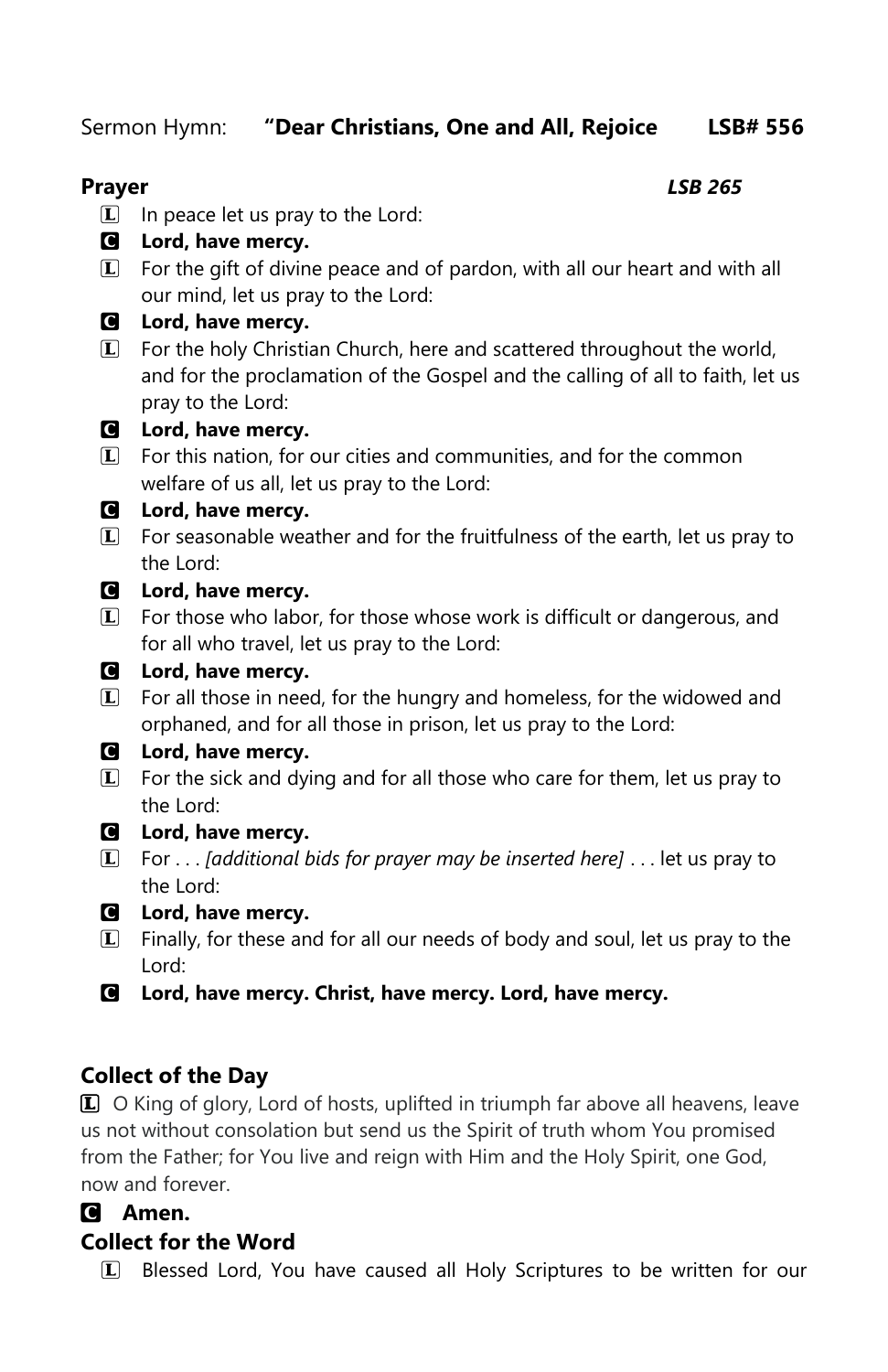Sermon Hymn: **"Dear Christians, One and All, Rejoice LSB# 556**

**Prayer** ***LSB 265***

L In peace let us pray to the Lord:

**C Lord, have mercy.**

L For the gift of divine peace and of pardon, with all our heart and with all our mind, let us pray to the Lord:

**C Lord, have mercy.**

L For the holy Christian Church, here and scattered throughout the world, and for the proclamation of the Gospel and the calling of all to faith, let us pray to the Lord:

**C Lord, have mercy.**

L For this nation, for our cities and communities, and for the common welfare of us all, let us pray to the Lord:

**C Lord, have mercy.**

L For seasonable weather and for the fruitfulness of the earth, let us pray to the Lord:

**C Lord, have mercy.**

L For those who labor, for those whose work is difficult or dangerous, and for all who travel, let us pray to the Lord:

**C Lord, have mercy.**

L For all those in need, for the hungry and homeless, for the widowed and orphaned, and for all those in prison, let us pray to the Lord:

**C Lord, have mercy.**

L For the sick and dying and for all those who care for them, let us pray to the Lord:

**C Lord, have mercy.**

L For . . . *[additional bids for prayer may be inserted here]* . . . let us pray to the Lord:

**C Lord, have mercy.**

L Finally, for these and for all our needs of body and soul, let us pray to the Lord:

**C Lord, have mercy. Christ, have mercy. Lord, have mercy.**

**Collect of the Day**

L O King of glory, Lord of hosts, uplifted in triumph far above all heavens, leave us not without consolation but send us the Spirit of truth whom You promised from the Father; for You live and reign with Him and the Holy Spirit, one God, now and forever.

**C Amen.**

**Collect for the Word**

L Blessed Lord, You have caused all Holy Scriptures to be written for our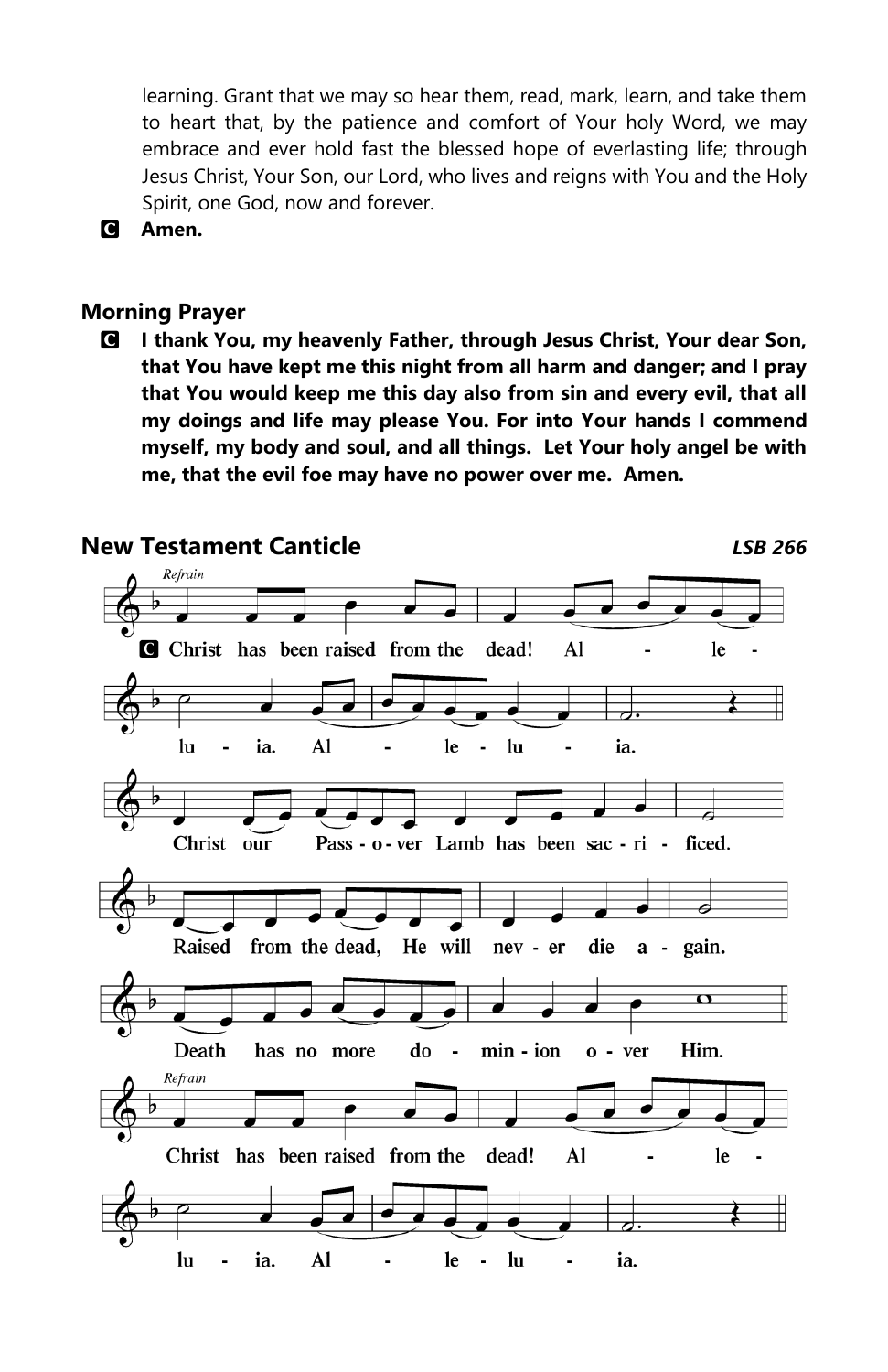learning. Grant that we may so hear them, read, mark, learn, and take them to heart that, by the patience and comfort of Your holy Word, we may embrace and ever hold fast the blessed hope of everlasting life; through Jesus Christ, Your Son, our Lord, who lives and reigns with You and the Holy Spirit, one God, now and forever.

**C** **Amen.**

### Morning Prayer

**C** **I thank You, my heavenly Father, through Jesus Christ, Your dear Son, that You have kept me this night from all harm and danger; and I pray that You would keep me this day also from sin and every evil, that all my doings and life may please You. For into Your hands I commend myself, my body and soul, and all things. Let Your holy angel be with me, that the evil foe may have no power over me. Amen.**

### New Testament Canticle *LSB 266*

*Refrain*

**C** Christ has been raised from the dead! Al - le - lu - ia. Al - le - lu - ia.

Christ our Pass - o - ver Lamb has been sac - ri - ficed.

Raised from the dead, He will nev - er die a - gain.

Death has no more do - min - ion o - ver Him.

*Refrain*

Christ has been raised from the dead! Al - le - lu - ia. Al - le - lu - ia.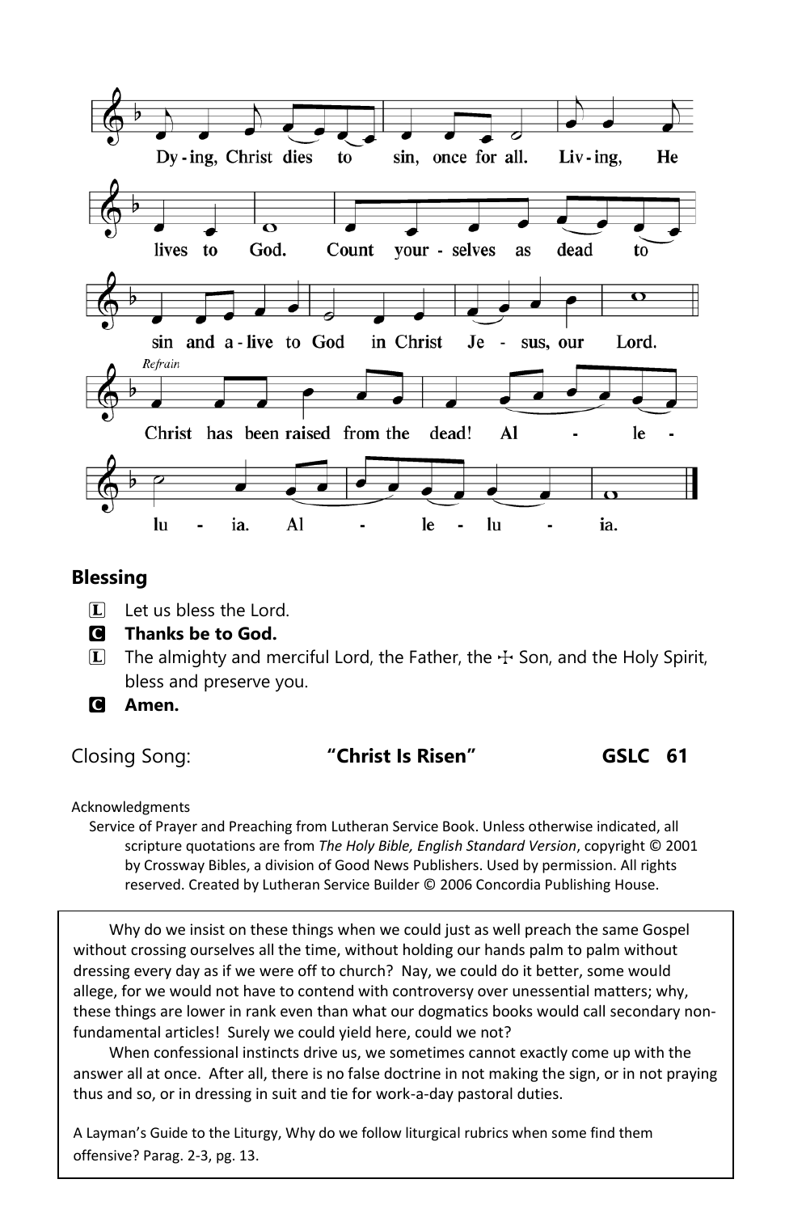Dy-ing, Christ dies to sin, once for all. Liv-ing, He lives to God. Count your-selves as dead to sin and a-live to God in Christ Je-sus, our Lord.

*Refrain*

Christ has been raised from the dead! Al-le-lu-ia. Al-le-lu-ia.

## Blessing

L Let us bless the Lord.

C **Thanks be to God.**

L The almighty and merciful Lord, the Father, the ☩ Son, and the Holy Spirit, bless and preserve you.

C **Amen.**

Closing Song: **"Christ Is Risen"** **GSLC 61**

Acknowledgments

Service of Prayer and Preaching from Lutheran Service Book. Unless otherwise indicated, all scripture quotations are from *The Holy Bible, English Standard Version*, copyright © 2001 by Crossway Bibles, a division of Good News Publishers. Used by permission. All rights reserved. Created by Lutheran Service Builder © 2006 Concordia Publishing House.

Why do we insist on these things when we could just as well preach the same Gospel without crossing ourselves all the time, without holding our hands palm to palm without dressing every day as if we were off to church? Nay, we could do it better, some would allege, for we would not have to contend with controversy over unessential matters; why, these things are lower in rank even than what our dogmatics books would call secondary non-fundamental articles! Surely we could yield here, could we not?

When confessional instincts drive us, we sometimes cannot exactly come up with the answer all at once. After all, there is no false doctrine in not making the sign, or in not praying thus and so, or in dressing in suit and tie for work-a-day pastoral duties.

A Layman's Guide to the Liturgy, Why do we follow liturgical rubrics when some find them offensive? Parag. 2-3, pg. 13.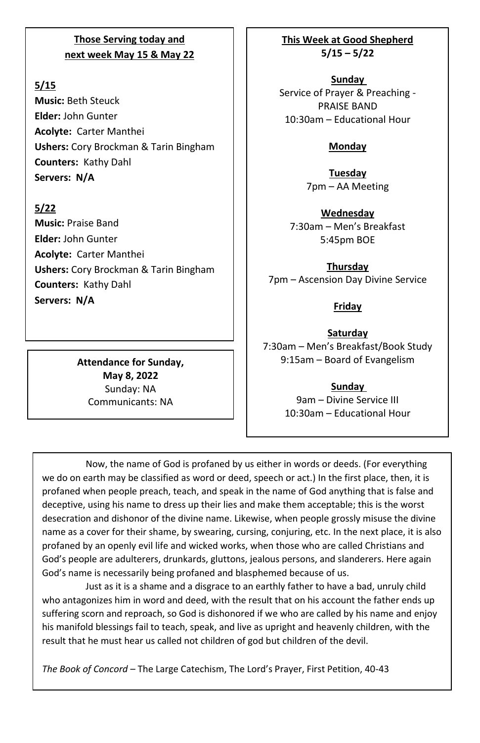**Those Serving today and next week May 15 & May 22**

**5/15**

**Music:** Beth Steuck
**Elder:** John Gunter
**Acolyte:** Carter Manthei
**Ushers:** Cory Brockman & Tarin Bingham
**Counters:** Kathy Dahl
**Servers: N/A**

**5/22**

**Music:** Praise Band
**Elder:** John Gunter
**Acolyte:** Carter Manthei
**Ushers:** Cory Brockman & Tarin Bingham
**Counters:** Kathy Dahl
**Servers: N/A**

**Attendance for Sunday, May 8, 2022**
Sunday: NA
Communicants: NA

**This Week at Good Shepherd 5/15 – 5/22**

**Sunday**
Service of Prayer & Preaching - PRAISE BAND
10:30am – Educational Hour

**Monday**

**Tuesday**
7pm – AA Meeting

**Wednesday**
7:30am – Men's Breakfast
5:45pm BOE

**Thursday**
7pm – Ascension Day Divine Service

**Friday**

**Saturday**
7:30am – Men's Breakfast/Book Study
9:15am – Board of Evangelism

**Sunday**
9am – Divine Service III
10:30am – Educational Hour

Now, the name of God is profaned by us either in words or deeds. (For everything we do on earth may be classified as word or deed, speech or act.) In the first place, then, it is profaned when people preach, teach, and speak in the name of God anything that is false and deceptive, using his name to dress up their lies and make them acceptable; this is the worst desecration and dishonor of the divine name. Likewise, when people grossly misuse the divine name as a cover for their shame, by swearing, cursing, conjuring, etc. In the next place, it is also profaned by an openly evil life and wicked works, when those who are called Christians and God's people are adulterers, drunkards, gluttons, jealous persons, and slanderers. Here again God's name is necessarily being profaned and blasphemed because of us.

Just as it is a shame and a disgrace to an earthly father to have a bad, unruly child who antagonizes him in word and deed, with the result that on his account the father ends up suffering scorn and reproach, so God is dishonored if we who are called by his name and enjoy his manifold blessings fail to teach, speak, and live as upright and heavenly children, with the result that he must hear us called not children of god but children of the devil.

*The Book of Concord* – The Large Catechism, The Lord's Prayer, First Petition, 40-43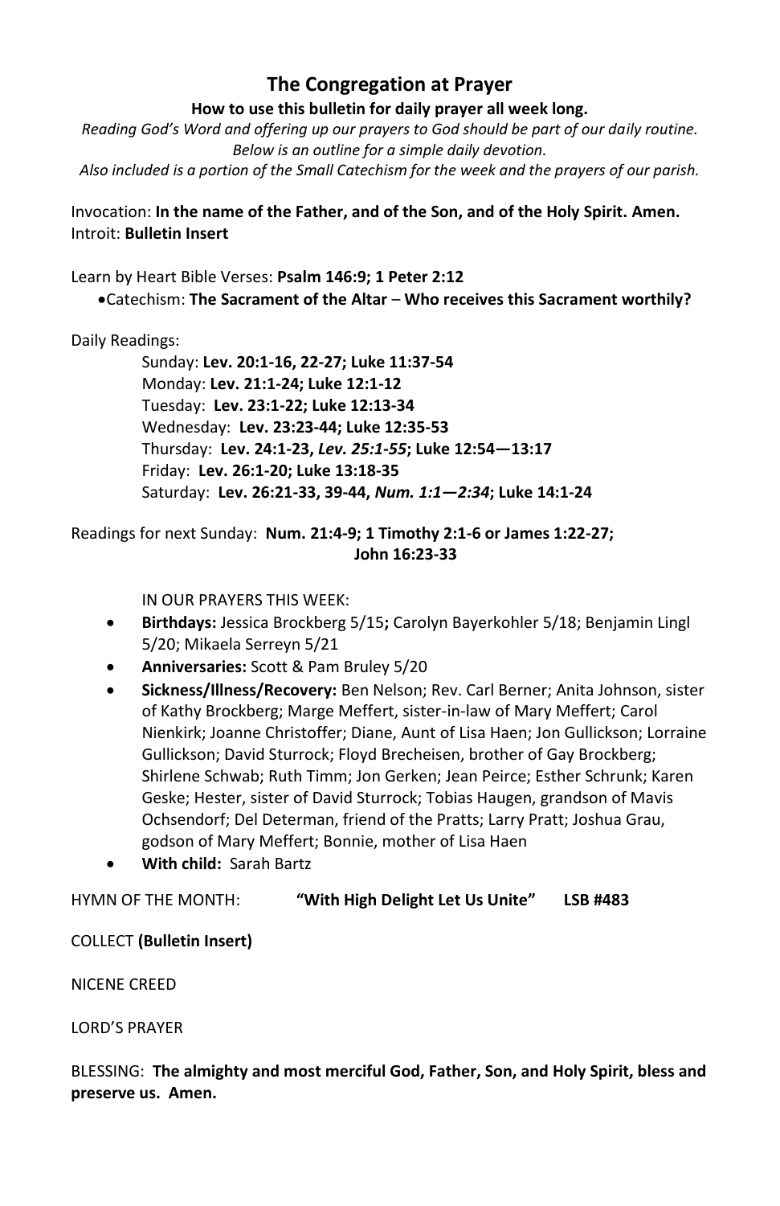# The Congregation at Prayer

**How to use this bulletin for daily prayer all week long.**

*Reading God's Word and offering up our prayers to God should be part of our daily routine. Below is an outline for a simple daily devotion.*
*Also included is a portion of the Small Catechism for the week and the prayers of our parish.*

Invocation: **In the name of the Father, and of the Son, and of the Holy Spirit. Amen.**
Introit: **Bulletin Insert**

Learn by Heart Bible Verses: **Psalm 146:9; 1 Peter 2:12**

- Catechism: **The Sacrament of the Altar** – **Who receives this Sacrament worthily?**

Daily Readings:

Sunday: **Lev. 20:1-16, 22-27; Luke 11:37-54**
Monday: **Lev. 21:1-24; Luke 12:1-12**
Tuesday: **Lev. 23:1-22; Luke 12:13-34**
Wednesday: **Lev. 23:23-44; Luke 12:35-53**
Thursday: **Lev. 24:1-23, *Lev. 25:1-55*; Luke 12:54—13:17**
Friday: **Lev. 26:1-20; Luke 13:18-35**
Saturday: **Lev. 26:21-33, 39-44, *Num. 1:1—2:34*; Luke 14:1-24**

Readings for next Sunday: **Num. 21:4-9; 1 Timothy 2:1-6 or James 1:22-27; John 16:23-33**

IN OUR PRAYERS THIS WEEK:

- **Birthdays:** Jessica Brockberg 5/15**;** Carolyn Bayerkohler 5/18; Benjamin Lingl 5/20; Mikaela Serreyn 5/21
- **Anniversaries:** Scott & Pam Bruley 5/20
- **Sickness/Illness/Recovery:** Ben Nelson; Rev. Carl Berner; Anita Johnson, sister of Kathy Brockberg; Marge Meffert, sister-in-law of Mary Meffert; Carol Nienkirk; Joanne Christoffer; Diane, Aunt of Lisa Haen; Jon Gullickson; Lorraine Gullickson; David Sturrock; Floyd Brecheisen, brother of Gay Brockberg; Shirlene Schwab; Ruth Timm; Jon Gerken; Jean Peirce; Esther Schrunk; Karen Geske; Hester, sister of David Sturrock; Tobias Haugen, grandson of Mavis Ochsendorf; Del Determan, friend of the Pratts; Larry Pratt; Joshua Grau, godson of Mary Meffert; Bonnie, mother of Lisa Haen
- **With child:** Sarah Bartz

HYMN OF THE MONTH: **"With High Delight Let Us Unite" LSB #483**

COLLECT **(Bulletin Insert)**

NICENE CREED

LORD'S PRAYER

BLESSING: **The almighty and most merciful God, Father, Son, and Holy Spirit, bless and preserve us. Amen.**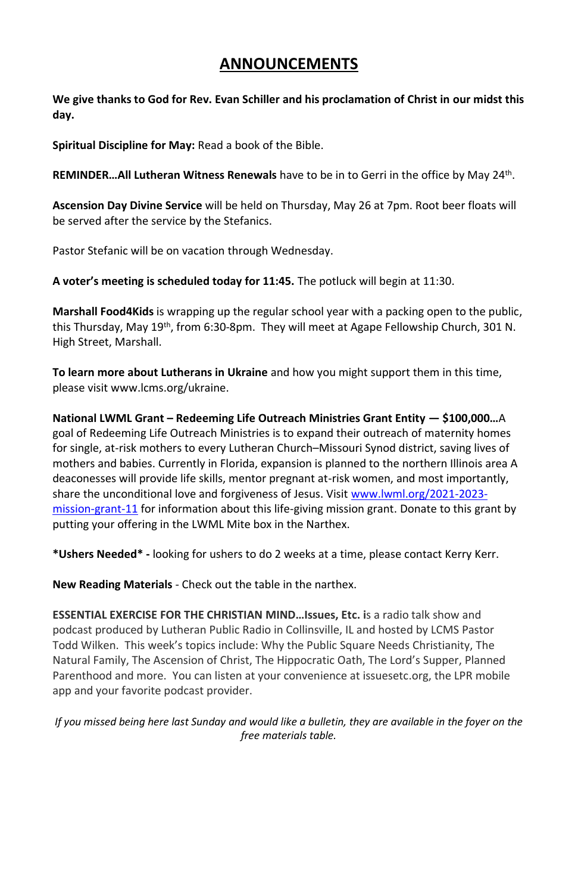# ANNOUNCEMENTS

**We give thanks to God for Rev. Evan Schiller and his proclamation of Christ in our midst this day.**

**Spiritual Discipline for May:** Read a book of the Bible.

**REMINDER…All Lutheran Witness Renewals** have to be in to Gerri in the office by May 24th.

**Ascension Day Divine Service** will be held on Thursday, May 26 at 7pm. Root beer floats will be served after the service by the Stefanics.

Pastor Stefanic will be on vacation through Wednesday.

**A voter's meeting is scheduled today for 11:45.** The potluck will begin at 11:30.

**Marshall Food4Kids** is wrapping up the regular school year with a packing open to the public, this Thursday, May 19th, from 6:30-8pm. They will meet at Agape Fellowship Church, 301 N. High Street, Marshall.

**To learn more about Lutherans in Ukraine** and how you might support them in this time, please visit www.lcms.org/ukraine.

**National LWML Grant – Redeeming Life Outreach Ministries Grant Entity — $100,000…**A goal of Redeeming Life Outreach Ministries is to expand their outreach of maternity homes for single, at-risk mothers to every Lutheran Church–Missouri Synod district, saving lives of mothers and babies. Currently in Florida, expansion is planned to the northern Illinois area A deaconesses will provide life skills, mentor pregnant at-risk women, and most importantly, share the unconditional love and forgiveness of Jesus. Visit www.lwml.org/2021-2023-mission-grant-11 for information about this life-giving mission grant. Donate to this grant by putting your offering in the LWML Mite box in the Narthex.

**\*Ushers Needed\* -** looking for ushers to do 2 weeks at a time, please contact Kerry Kerr.

**New Reading Materials** - Check out the table in the narthex.

**ESSENTIAL EXERCISE FOR THE CHRISTIAN MIND…Issues, Etc. i**s a radio talk show and podcast produced by Lutheran Public Radio in Collinsville, IL and hosted by LCMS Pastor Todd Wilken. This week's topics include: Why the Public Square Needs Christianity, The Natural Family, The Ascension of Christ, The Hippocratic Oath, The Lord's Supper, Planned Parenthood and more. You can listen at your convenience at issuesetc.org, the LPR mobile app and your favorite podcast provider.

*If you missed being here last Sunday and would like a bulletin, they are available in the foyer on the free materials table.*